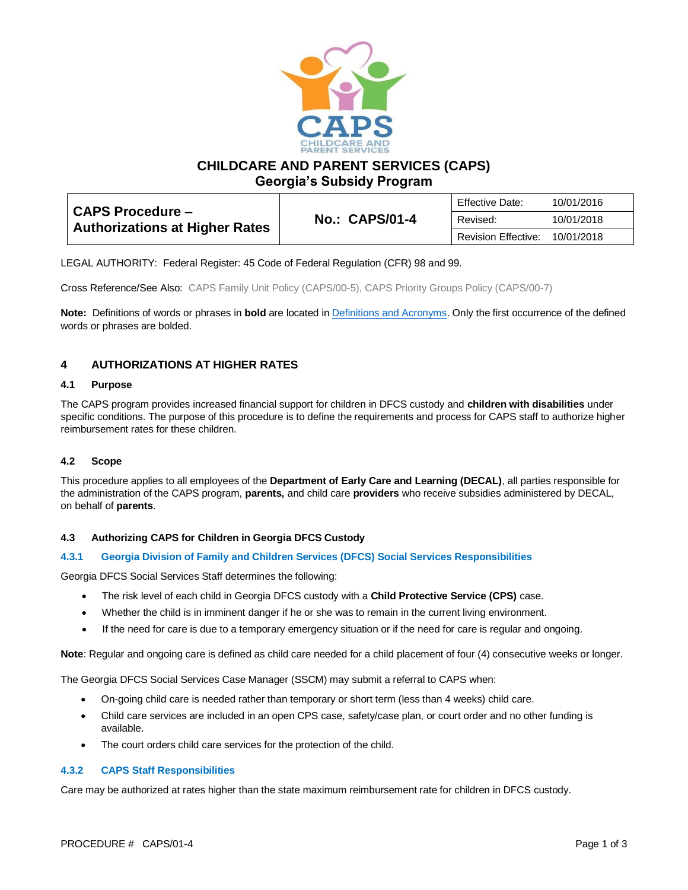# CHILDCARE AND PARENT SERVICES (CAPS)
## Georgia's Subsidy Program

| CAPS Procedure – Authorizations at Higher Rates | No.: CAPS/01-4 | Effective Date: | 10/01/2016 |
|---|---|---|---|
| | | Revised: | 10/01/2018 |
| | | Revision Effective: | 10/01/2018 |

LEGAL AUTHORITY: Federal Register: 45 Code of Federal Regulation (CFR) 98 and 99.

Cross Reference/See Also: CAPS Family Unit Policy (CAPS/00-5), CAPS Priority Groups Policy (CAPS/00-7)

**Note:** Definitions of words or phrases in **bold** are located in Definitions and Acronyms. Only the first occurrence of the defined words or phrases are bolded.

## 4 AUTHORIZATIONS AT HIGHER RATES

### 4.1 Purpose

The CAPS program provides increased financial support for children in DFCS custody and **children with disabilities** under specific conditions. The purpose of this procedure is to define the requirements and process for CAPS staff to authorize higher reimbursement rates for these children.

### 4.2 Scope

This procedure applies to all employees of the **Department of Early Care and Learning (DECAL)**, all parties responsible for the administration of the CAPS program, **parents,** and child care **providers** who receive subsidies administered by DECAL, on behalf of **parents**.

### 4.3 Authorizing CAPS for Children in Georgia DFCS Custody

#### 4.3.1 Georgia Division of Family and Children Services (DFCS) Social Services Responsibilities

Georgia DFCS Social Services Staff determines the following:

- The risk level of each child in Georgia DFCS custody with a **Child Protective Service (CPS)** case.
- Whether the child is in imminent danger if he or she was to remain in the current living environment.
- If the need for care is due to a temporary emergency situation or if the need for care is regular and ongoing.

**Note**: Regular and ongoing care is defined as child care needed for a child placement of four (4) consecutive weeks or longer.

The Georgia DFCS Social Services Case Manager (SSCM) may submit a referral to CAPS when:

- On-going child care is needed rather than temporary or short term (less than 4 weeks) child care.
- Child care services are included in an open CPS case, safety/case plan, or court order and no other funding is available.
- The court orders child care services for the protection of the child.

#### 4.3.2 CAPS Staff Responsibilities

Care may be authorized at rates higher than the state maximum reimbursement rate for children in DFCS custody.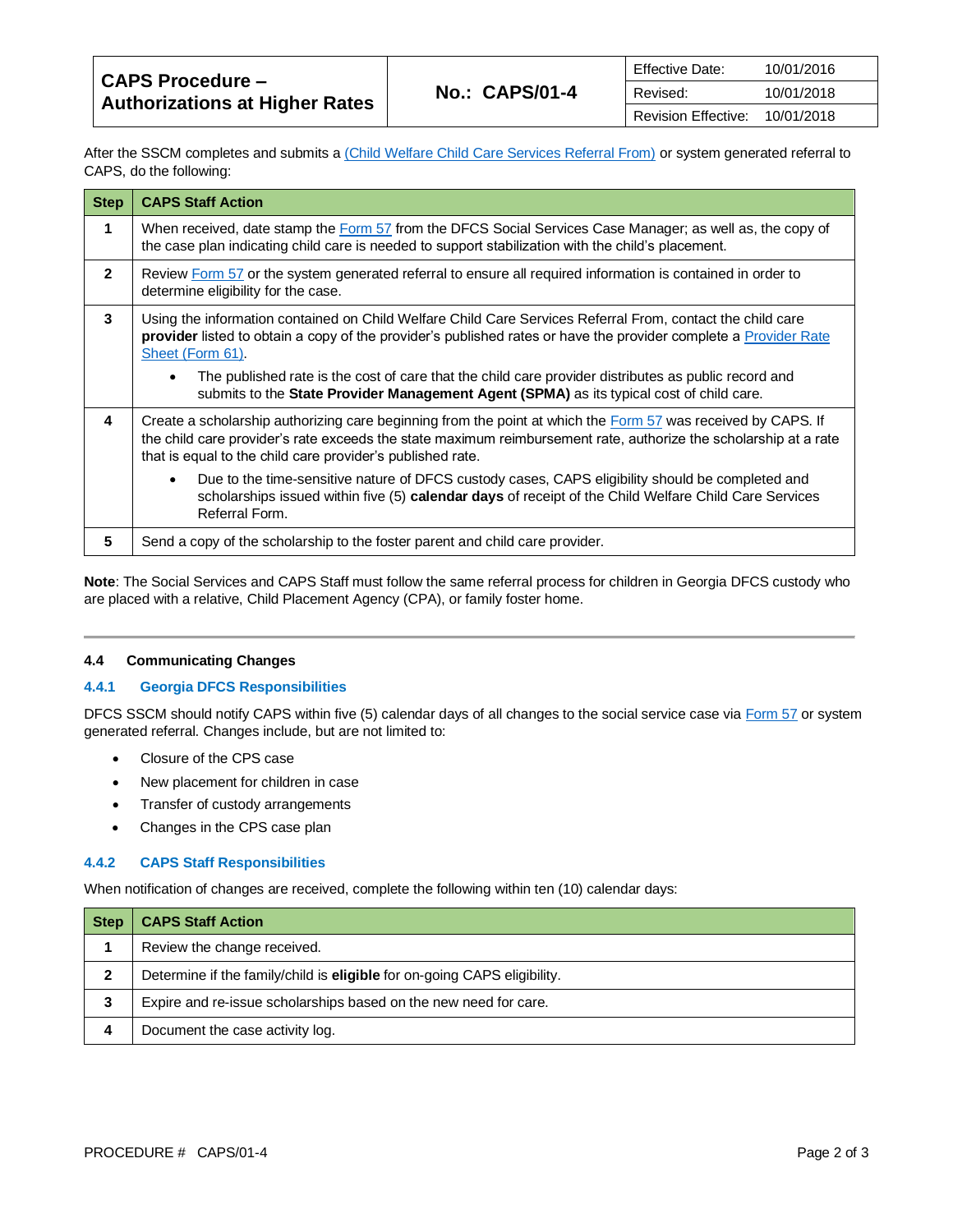After the SSCM completes and submits a (Child Welfare Child Care Services Referral From) or system generated referral to CAPS, do the following:

| Step | CAPS Staff Action |
|---|---|
| **1** | When received, date stamp the Form 57 from the DFCS Social Services Case Manager; as well as, the copy of the case plan indicating child care is needed to support stabilization with the child's placement. |
| **2** | Review Form 57 or the system generated referral to ensure all required information is contained in order to determine eligibility for the case. |
| **3** | Using the information contained on Child Welfare Child Care Services Referral From, contact the child care **provider** listed to obtain a copy of the provider's published rates or have the provider complete a Provider Rate Sheet (Form 61). <br> • The published rate is the cost of care that the child care provider distributes as public record and submits to the **State Provider Management Agent (SPMA)** as its typical cost of child care. |
| **4** | Create a scholarship authorizing care beginning from the point at which the Form 57 was received by CAPS. If the child care provider's rate exceeds the state maximum reimbursement rate, authorize the scholarship at a rate that is equal to the child care provider's published rate. <br> • Due to the time-sensitive nature of DFCS custody cases, CAPS eligibility should be completed and scholarships issued within five (5) **calendar days** of receipt of the Child Welfare Child Care Services Referral Form. |
| **5** | Send a copy of the scholarship to the foster parent and child care provider. |

**Note**: The Social Services and CAPS Staff must follow the same referral process for children in Georgia DFCS custody who are placed with a relative, Child Placement Agency (CPA), or family foster home.

---

### 4.4 Communicating Changes

#### 4.4.1 Georgia DFCS Responsibilities

DFCS SSCM should notify CAPS within five (5) calendar days of all changes to the social service case via Form 57 or system generated referral. Changes include, but are not limited to:

- Closure of the CPS case
- New placement for children in case
- Transfer of custody arrangements
- Changes in the CPS case plan

#### 4.4.2 CAPS Staff Responsibilities

When notification of changes are received, complete the following within ten (10) calendar days:

| Step | CAPS Staff Action |
|---|---|
| **1** | Review the change received. |
| **2** | Determine if the family/child is **eligible** for on-going CAPS eligibility. |
| **3** | Expire and re-issue scholarships based on the new need for care. |
| **4** | Document the case activity log. |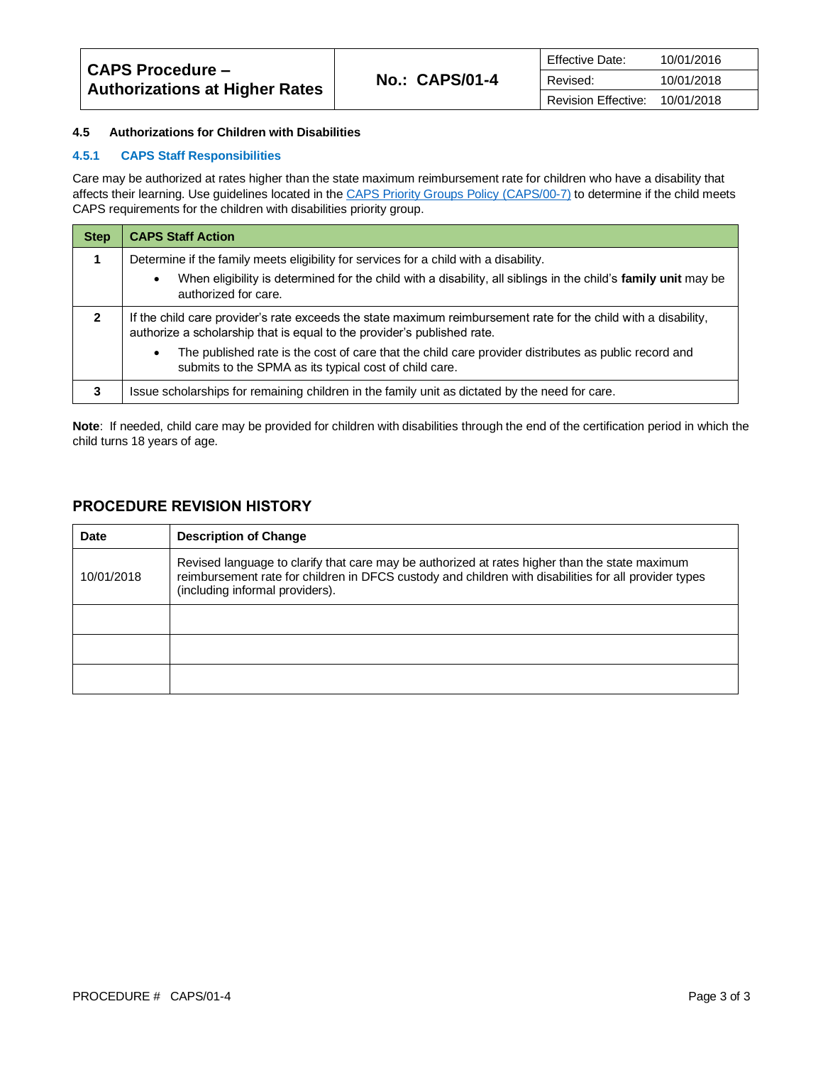### 4.5 Authorizations for Children with Disabilities

#### 4.5.1 CAPS Staff Responsibilities

Care may be authorized at rates higher than the state maximum reimbursement rate for children who have a disability that affects their learning. Use guidelines located in the CAPS Priority Groups Policy (CAPS/00-7) to determine if the child meets CAPS requirements for the children with disabilities priority group.

| Step | CAPS Staff Action |
|---|---|
| 1 | Determine if the family meets eligibility for services for a child with a disability.<br>• When eligibility is determined for the child with a disability, all siblings in the child's **family unit** may be authorized for care. |
| 2 | If the child care provider's rate exceeds the state maximum reimbursement rate for the child with a disability, authorize a scholarship that is equal to the provider's published rate.<br>• The published rate is the cost of care that the child care provider distributes as public record and submits to the SPMA as its typical cost of child care. |
| 3 | Issue scholarships for remaining children in the family unit as dictated by the need for care. |

**Note**: If needed, child care may be provided for children with disabilities through the end of the certification period in which the child turns 18 years of age.

## PROCEDURE REVISION HISTORY

| Date | Description of Change |
|---|---|
| 10/01/2018 | Revised language to clarify that care may be authorized at rates higher than the state maximum reimbursement rate for children in DFCS custody and children with disabilities for all provider types (including informal providers). |
| | |
| | |
| | |